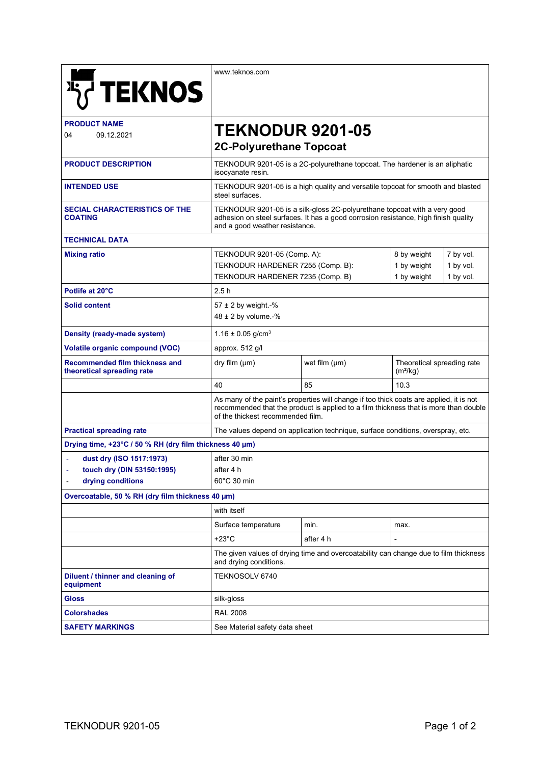**TEKNOS**

www.teknos.com

| | | | | |
|---|---|---|---|---|
| **PRODUCT NAME** 04 09.12.2021 | **TEKNODUR 9201-05** **2C-Polyurethane Topcoat** | | | |
| **PRODUCT DESCRIPTION** | TEKNODUR 9201-05 is a 2C-polyurethane topcoat. The hardener is an aliphatic isocyanate resin. | | | |
| **INTENDED USE** | TEKNODUR 9201-05 is a high quality and versatile topcoat for smooth and blasted steel surfaces. | | | |
| **SECIAL CHARACTERISTICS OF THE COATING** | TEKNODUR 9201-05 is a silk-gloss 2C-polyurethane topcoat with a very good adhesion on steel surfaces. It has a good corrosion resistance, high finish quality and a good weather resistance. | | | |
| **TECHNICAL DATA** | | | | |
| **Mixing ratio** | TEKNODUR 9201-05 (Comp. A): | | 8 by weight | 7 by vol. |
| | TEKNODUR HARDENER 7255 (Comp. B): | | 1 by weight | 1 by vol. |
| | TEKNODUR HARDENER 7235 (Comp. B) | | 1 by weight | 1 by vol. |
| **Potlife at 20°C** | 2.5 h | | | |
| **Solid content** | 57 ± 2 by weight.-%<br>48 ± 2 by volume.-% | | | |
| **Density (ready-made system)** | 1.16 ± 0.05 g/cm³ | | | |
| **Volatile organic compound (VOC)** | approx. 512 g/l | | | |
| **Recommended film thickness and theoretical spreading rate** | dry film (µm) | wet film (µm) | Theoretical spreading rate (m²/kg) | |
| | 40 | 85 | 10.3 | |
| | As many of the paint's properties will change if too thick coats are applied, it is not recommended that the product is applied to a film thickness that is more than double of the thickest recommended film. | | | |
| **Practical spreading rate** | The values depend on application technique, surface conditions, overspray, etc. | | | |
| **Drying time, +23°C / 50 % RH (dry film thickness 40 µm)** | | | | |
| - **dust dry (ISO 1517:1973)** | after 30 min | | | |
| - **touch dry (DIN 53150:1995)** | after 4 h | | | |
| - **drying conditions** | 60°C 30 min | | | |
| **Overcoatable, 50 % RH (dry film thickness 40 µm)** | | | | |
| | with itself | | | |
| | Surface temperature | min. | max. | |
| | +23°C | after 4 h | - | |
| | The given values of drying time and overcoatability can change due to film thickness and drying conditions. | | | |
| **Diluent / thinner and cleaning of equipment** | TEKNOSOLV 6740 | | | |
| **Gloss** | silk-gloss | | | |
| **Colorshades** | RAL 2008 | | | |
| **SAFETY MARKINGS** | See Material safety data sheet | | | |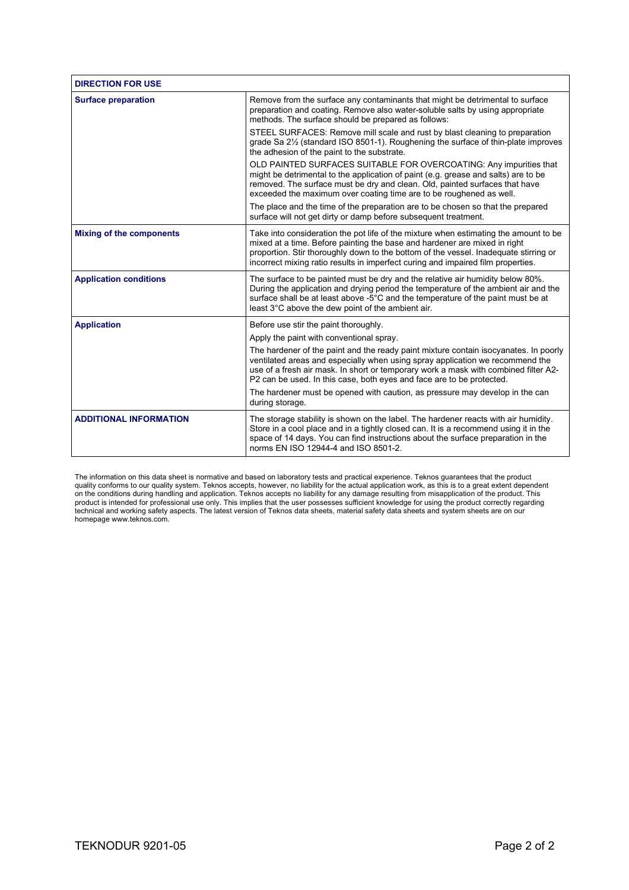| DIRECTION FOR USE | |
|---|---|
| **Surface preparation** | Remove from the surface any contaminants that might be detrimental to surface preparation and coating. Remove also water-soluble salts by using appropriate methods. The surface should be prepared as follows:<br><br>STEEL SURFACES: Remove mill scale and rust by blast cleaning to preparation grade Sa 2½ (standard ISO 8501-1). Roughening the surface of thin-plate improves the adhesion of the paint to the substrate.<br><br>OLD PAINTED SURFACES SUITABLE FOR OVERCOATING: Any impurities that might be detrimental to the application of paint (e.g. grease and salts) are to be removed. The surface must be dry and clean. Old, painted surfaces that have exceeded the maximum over coating time are to be roughened as well.<br><br>The place and the time of the preparation are to be chosen so that the prepared surface will not get dirty or damp before subsequent treatment. |
| **Mixing of the components** | Take into consideration the pot life of the mixture when estimating the amount to be mixed at a time. Before painting the base and hardener are mixed in right proportion. Stir thoroughly down to the bottom of the vessel. Inadequate stirring or incorrect mixing ratio results in imperfect curing and impaired film properties. |
| **Application conditions** | The surface to be painted must be dry and the relative air humidity below 80%. During the application and drying period the temperature of the ambient air and the surface shall be at least above -5°C and the temperature of the paint must be at least 3°C above the dew point of the ambient air. |
| **Application** | Before use stir the paint thoroughly.<br><br>Apply the paint with conventional spray.<br><br>The hardener of the paint and the ready paint mixture contain isocyanates. In poorly ventilated areas and especially when using spray application we recommend the use of a fresh air mask. In short or temporary work a mask with combined filter A2-P2 can be used. In this case, both eyes and face are to be protected.<br><br>The hardener must be opened with caution, as pressure may develop in the can during storage. |
| **ADDITIONAL INFORMATION** | The storage stability is shown on the label. The hardener reacts with air humidity. Store in a cool place and in a tightly closed can. It is a recommend using it in the space of 14 days. You can find instructions about the surface preparation in the norms EN ISO 12944-4 and ISO 8501-2. |

The information on this data sheet is normative and based on laboratory tests and practical experience. Teknos guarantees that the product quality conforms to our quality system. Teknos accepts, however, no liability for the actual application work, as this is to a great extent dependent on the conditions during handling and application. Teknos accepts no liability for any damage resulting from misapplication of the product. This product is intended for professional use only. This implies that the user possesses sufficient knowledge for using the product correctly regarding technical and working safety aspects. The latest version of Teknos data sheets, material safety data sheets and system sheets are on our homepage www.teknos.com.

TEKNODUR 9201-05